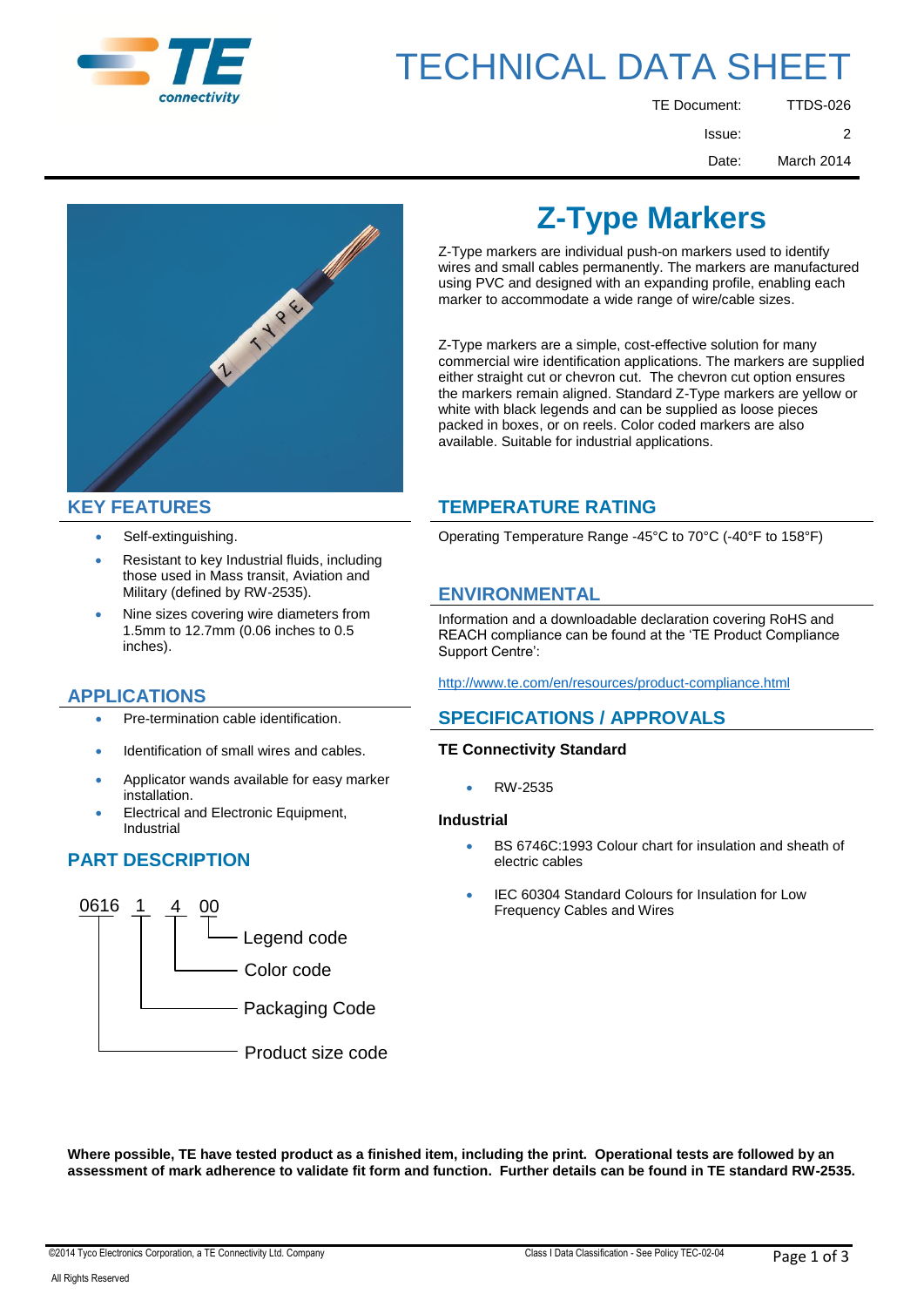# TECHNICAL DATA SHEET

TE Document: TTDS-026

Issue: 2

Date: March 2014

# Z-Type Markers

Z-Type markers are individual push-on markers used to identify wires and small cables permanently. The markers are manufactured using PVC and designed with an expanding profile, enabling each marker to accommodate a wide range of wire/cable sizes.

Z-Type markers are a simple, cost-effective solution for many commercial wire identification applications. The markers are supplied either straight cut or chevron cut. The chevron cut option ensures the markers remain aligned. Standard Z-Type markers are yellow or white with black legends and can be supplied as loose pieces packed in boxes, or on reels. Color coded markers are also available. Suitable for industrial applications.

## KEY FEATURES

- Self-extinguishing.
- Resistant to key Industrial fluids, including those used in Mass transit, Aviation and Military (defined by RW-2535).
- Nine sizes covering wire diameters from 1.5mm to 12.7mm (0.06 inches to 0.5 inches).

## APPLICATIONS

- Pre-termination cable identification.
- Identification of small wires and cables.
- Applicator wands available for easy marker installation.
- Electrical and Electronic Equipment, Industrial

## PART DESCRIPTION

0616 1 4 00

- 00 – Legend code
- 4 – Color code
- 1 – Packaging Code
- 0616 – Product size code

## TEMPERATURE RATING

Operating Temperature Range -45°C to 70°C (-40°F to 158°F)

## ENVIRONMENTAL

Information and a downloadable declaration covering RoHS and REACH compliance can be found at the 'TE Product Compliance Support Centre':

http://www.te.com/en/resources/product-compliance.html

## SPECIFICATIONS / APPROVALS

### TE Connectivity Standard

- RW-2535

### Industrial

- BS 6746C:1993 Colour chart for insulation and sheath of electric cables
- IEC 60304 Standard Colours for Insulation for Low Frequency Cables and Wires

**Where possible, TE have tested product as a finished item, including the print. Operational tests are followed by an assessment of mark adherence to validate fit form and function. Further details can be found in TE standard RW-2535.**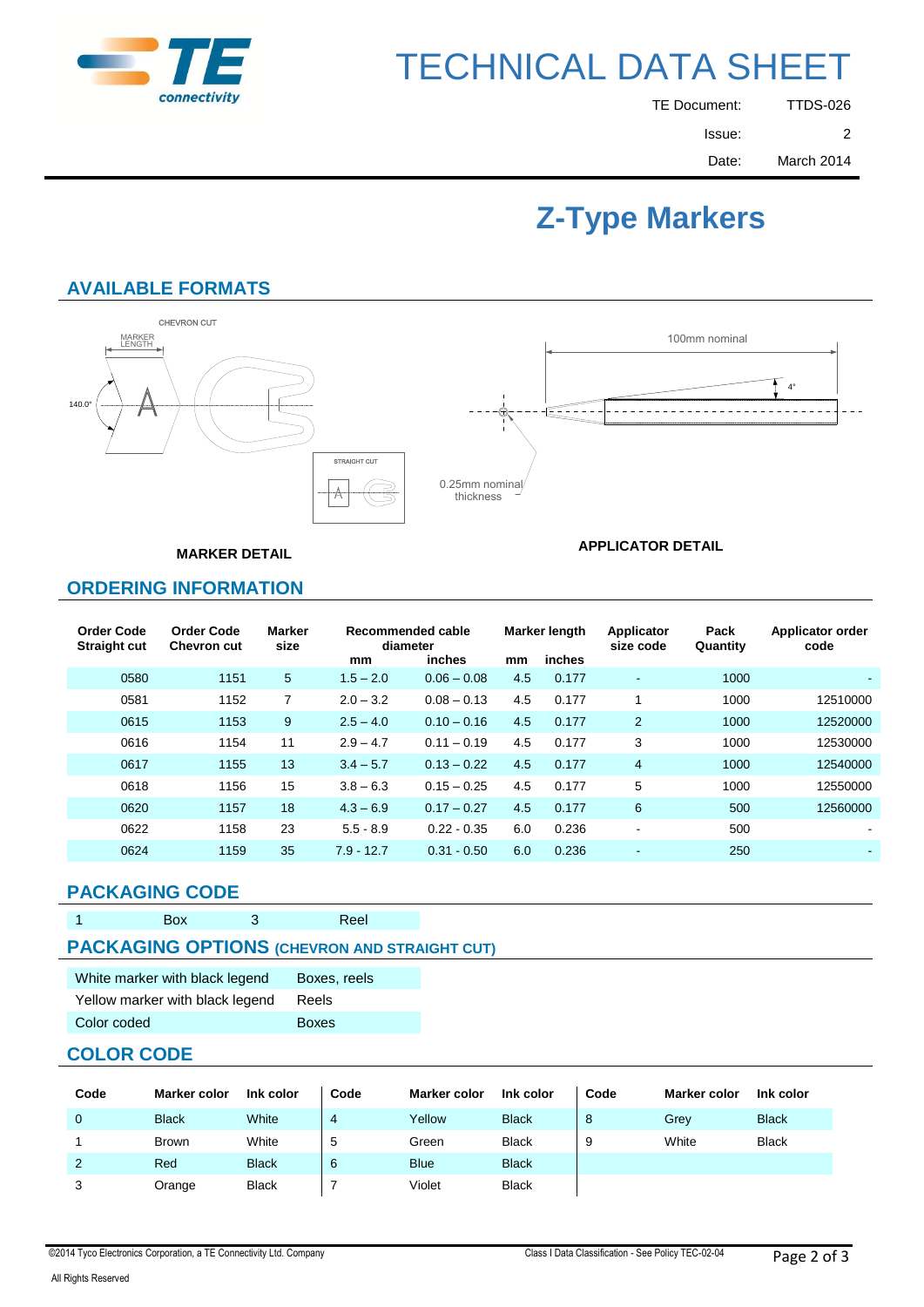# TECHNICAL DATA SHEET

TE Document: TTDS-026

Issue: 2

Date: March 2014

# Z-Type Markers

## AVAILABLE FORMATS

CHEVRON CUT

MARKER LENGTH

140.0°

STRAIGHT CUT

100mm nominal

4°

0.25mm nominal thickness

**MARKER DETAIL**

**APPLICATOR DETAIL**

## ORDERING INFORMATION

| Order Code Straight cut | Order Code Chevron cut | Marker size | Recommended cable diameter | | Marker length | | Applicator size code | Pack Quantity | Applicator order code |
|---|---|---|---|---|---|---|---|---|---|
| | | | mm | inches | mm | inches | | | |
| 0580 | 1151 | 5 | 1.5 – 2.0 | 0.06 – 0.08 | 4.5 | 0.177 | - | 1000 | - |
| 0581 | 1152 | 7 | 2.0 – 3.2 | 0.08 – 0.13 | 4.5 | 0.177 | 1 | 1000 | 12510000 |
| 0615 | 1153 | 9 | 2.5 – 4.0 | 0.10 – 0.16 | 4.5 | 0.177 | 2 | 1000 | 12520000 |
| 0616 | 1154 | 11 | 2.9 – 4.7 | 0.11 – 0.19 | 4.5 | 0.177 | 3 | 1000 | 12530000 |
| 0617 | 1155 | 13 | 3.4 – 5.7 | 0.13 – 0.22 | 4.5 | 0.177 | 4 | 1000 | 12540000 |
| 0618 | 1156 | 15 | 3.8 – 6.3 | 0.15 – 0.25 | 4.5 | 0.177 | 5 | 1000 | 12550000 |
| 0620 | 1157 | 18 | 4.3 – 6.9 | 0.17 – 0.27 | 4.5 | 0.177 | 6 | 500 | 12560000 |
| 0622 | 1158 | 23 | 5.5 - 8.9 | 0.22 - 0.35 | 6.0 | 0.236 | - | 500 | - |
| 0624 | 1159 | 35 | 7.9 - 12.7 | 0.31 - 0.50 | 6.0 | 0.236 | - | 250 | - |

## PACKAGING CODE

| 1 | Box | 3 | Reel |
|---|---|---|---|

## PACKAGING OPTIONS (CHEVRON AND STRAIGHT CUT)

| | |
|---|---|
| White marker with black legend | Boxes, reels |
| Yellow marker with black legend | Reels |
| Color coded | Boxes |

## COLOR CODE

| Code | Marker color | Ink color | Code | Marker color | Ink color | Code | Marker color | Ink color |
|---|---|---|---|---|---|---|---|---|
| 0 | Black | White | 4 | Yellow | Black | 8 | Grey | Black |
| 1 | Brown | White | 5 | Green | Black | 9 | White | Black |
| 2 | Red | Black | 6 | Blue | Black | | | |
| 3 | Orange | Black | 7 | Violet | Black | | | |

©2014 Tyco Electronics Corporation, a TE Connectivity Ltd. Company

All Rights Reserved

Class I Data Classification - See Policy TEC-02-04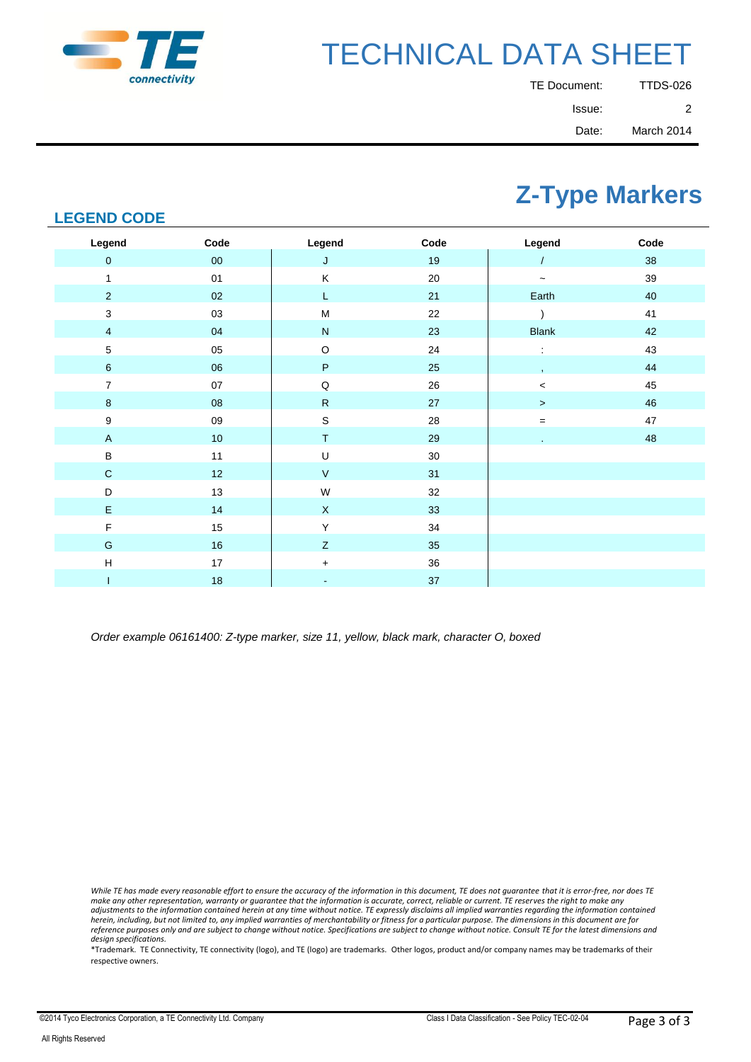# TECHNICAL DATA SHEET

TE Document: TTDS-026
Issue: 2
Date: March 2014

## Z-Type Markers

### LEGEND CODE

| Legend | Code | Legend | Code | Legend | Code |
|---|---|---|---|---|---|
| 0 | 00 | J | 19 | / | 38 |
| 1 | 01 | K | 20 | ~ | 39 |
| 2 | 02 | L | 21 | Earth | 40 |
| 3 | 03 | M | 22 | ) | 41 |
| 4 | 04 | N | 23 | Blank | 42 |
| 5 | 05 | O | 24 | : | 43 |
| 6 | 06 | P | 25 | , | 44 |
| 7 | 07 | Q | 26 | < | 45 |
| 8 | 08 | R | 27 | > | 46 |
| 9 | 09 | S | 28 | = | 47 |
| A | 10 | T | 29 | . | 48 |
| B | 11 | U | 30 | | |
| C | 12 | V | 31 | | |
| D | 13 | W | 32 | | |
| E | 14 | X | 33 | | |
| F | 15 | Y | 34 | | |
| G | 16 | Z | 35 | | |
| H | 17 | + | 36 | | |
| I | 18 | - | 37 | | |

*Order example 06161400: Z-type marker, size 11, yellow, black mark, character O, boxed*

*While TE has made every reasonable effort to ensure the accuracy of the information in this document, TE does not guarantee that it is error-free, nor does TE make any other representation, warranty or guarantee that the information is accurate, correct, reliable or current. TE reserves the right to make any adjustments to the information contained herein at any time without notice. TE expressly disclaims all implied warranties regarding the information contained herein, including, but not limited to, any implied warranties of merchantability or fitness for a particular purpose. The dimensions in this document are for reference purposes only and are subject to change without notice. Specifications are subject to change without notice. Consult TE for the latest dimensions and design specifications.*

*Trademark. TE Connectivity, TE connectivity (logo), and TE (logo) are trademarks. Other logos, product and/or company names may be trademarks of their respective owners.

©2014 Tyco Electronics Corporation, a TE Connectivity Ltd. Company

Class I Data Classification - See Policy TEC-02-04

All Rights Reserved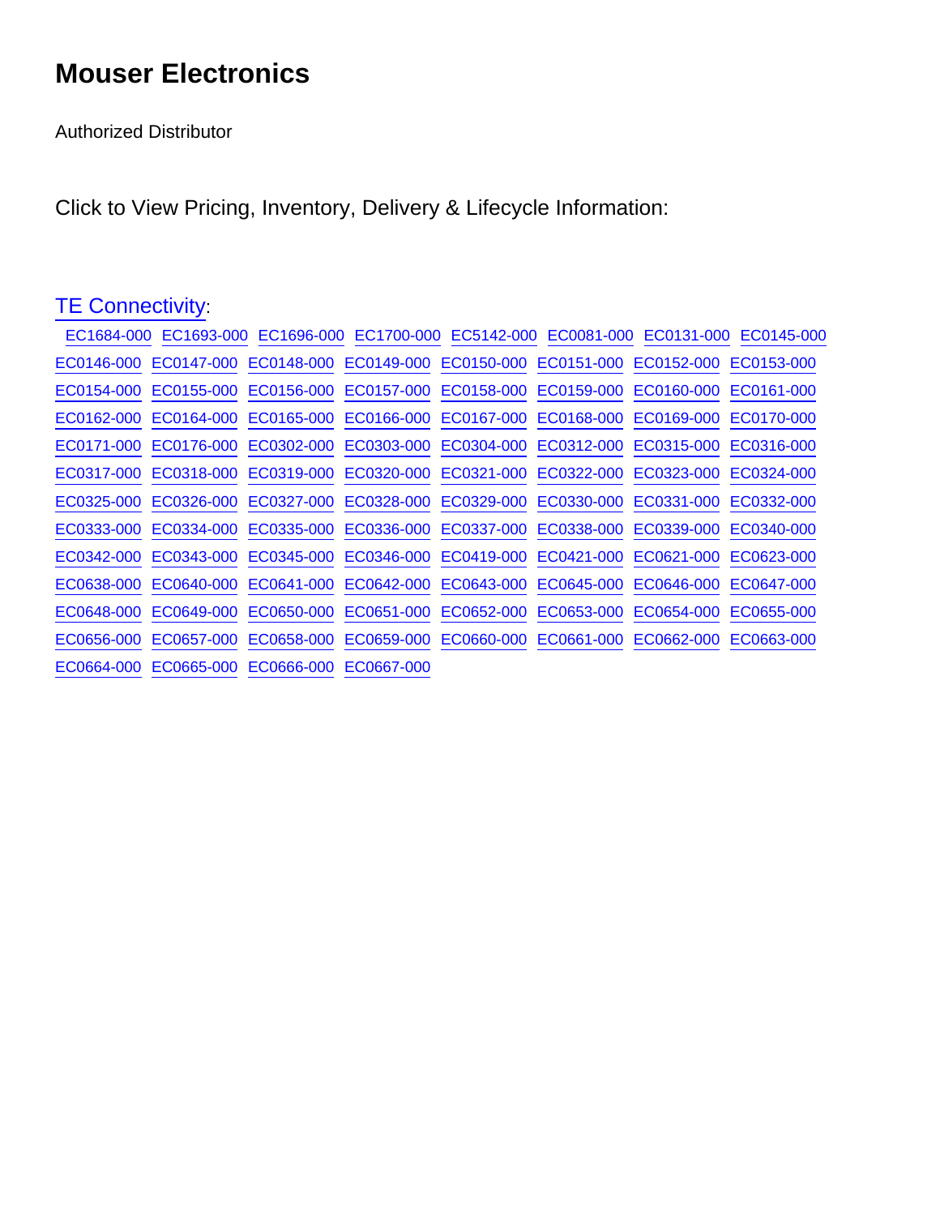# Mouser Electronics

Authorized Distributor

Click to View Pricing, Inventory, Delivery & Lifecycle Information:

TE Connectivity:

EC1684-000 EC1693-000 EC1696-000 EC1700-000 EC5142-000 EC0081-000 EC0131-000 EC0145-000 EC0146-000 EC0147-000 EC0148-000 EC0149-000 EC0150-000 EC0151-000 EC0152-000 EC0153-000 EC0154-000 EC0155-000 EC0156-000 EC0157-000 EC0158-000 EC0159-000 EC0160-000 EC0161-000 EC0162-000 EC0164-000 EC0165-000 EC0166-000 EC0167-000 EC0168-000 EC0169-000 EC0170-000 EC0171-000 EC0176-000 EC0302-000 EC0303-000 EC0304-000 EC0312-000 EC0315-000 EC0316-000 EC0317-000 EC0318-000 EC0319-000 EC0320-000 EC0321-000 EC0322-000 EC0323-000 EC0324-000 EC0325-000 EC0326-000 EC0327-000 EC0328-000 EC0329-000 EC0330-000 EC0331-000 EC0332-000 EC0333-000 EC0334-000 EC0335-000 EC0336-000 EC0337-000 EC0338-000 EC0339-000 EC0340-000 EC0342-000 EC0343-000 EC0345-000 EC0346-000 EC0419-000 EC0421-000 EC0621-000 EC0623-000 EC0638-000 EC0640-000 EC0641-000 EC0642-000 EC0643-000 EC0645-000 EC0646-000 EC0647-000 EC0648-000 EC0649-000 EC0650-000 EC0651-000 EC0652-000 EC0653-000 EC0654-000 EC0655-000 EC0656-000 EC0657-000 EC0658-000 EC0659-000 EC0660-000 EC0661-000 EC0662-000 EC0663-000 EC0664-000 EC0665-000 EC0666-000 EC0667-000